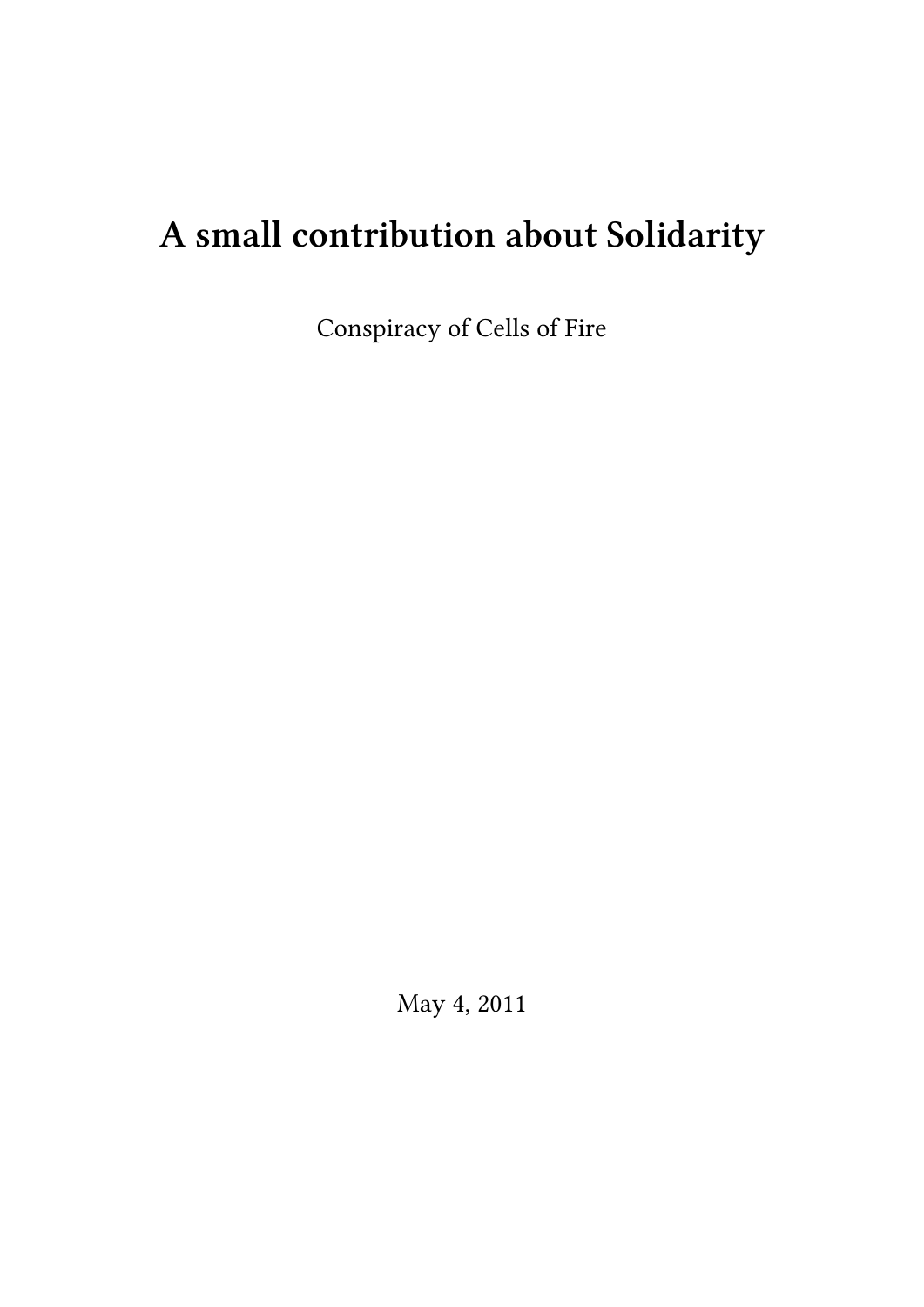# A small contribution about Solidarity

Conspiracy of Cells of Fire

May 4, 2011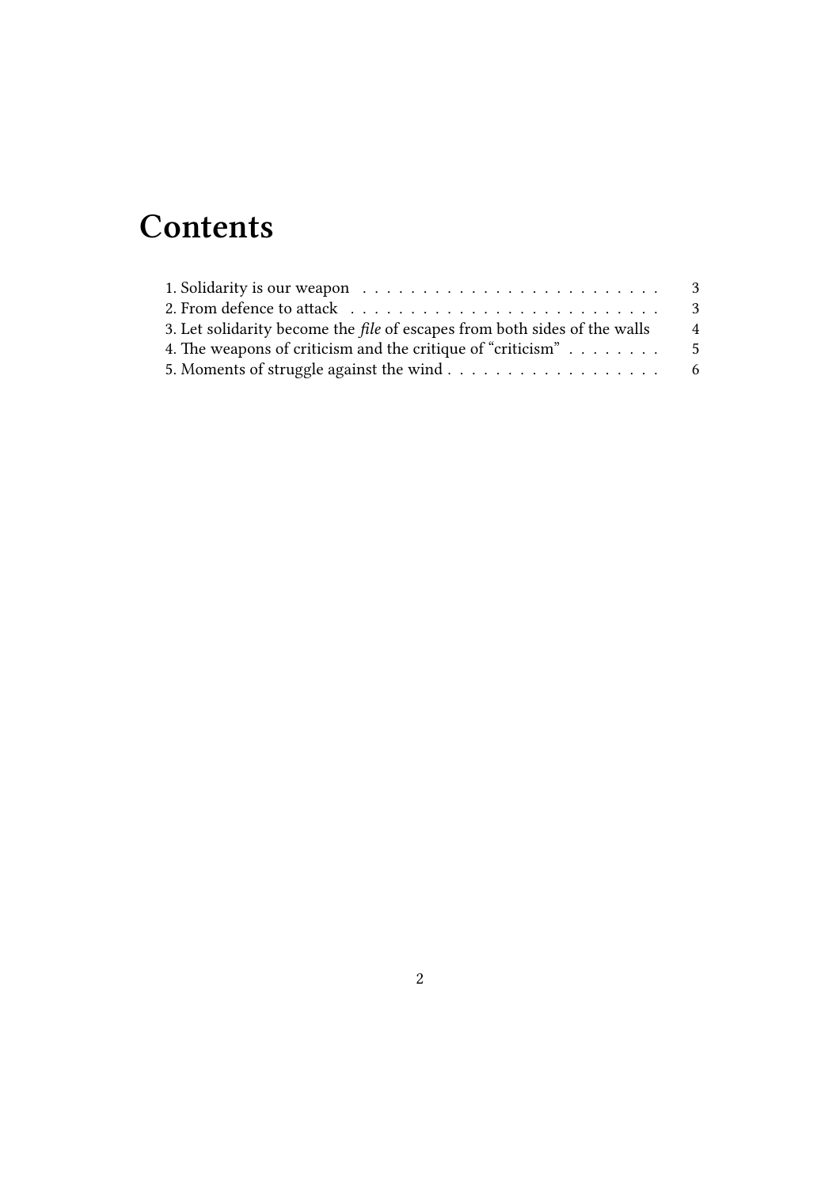# Contents

1. Solidarity is our weapon . . . . . . . . . . . . . . . . . . . . . . . . . 3
2. From defence to attack . . . . . . . . . . . . . . . . . . . . . . . . . . 3
3. Let solidarity become the *file* of escapes from both sides of the walls 4
4. The weapons of criticism and the critique of "criticism" . . . . . . . . 5
5. Moments of struggle against the wind . . . . . . . . . . . . . . . . . . 6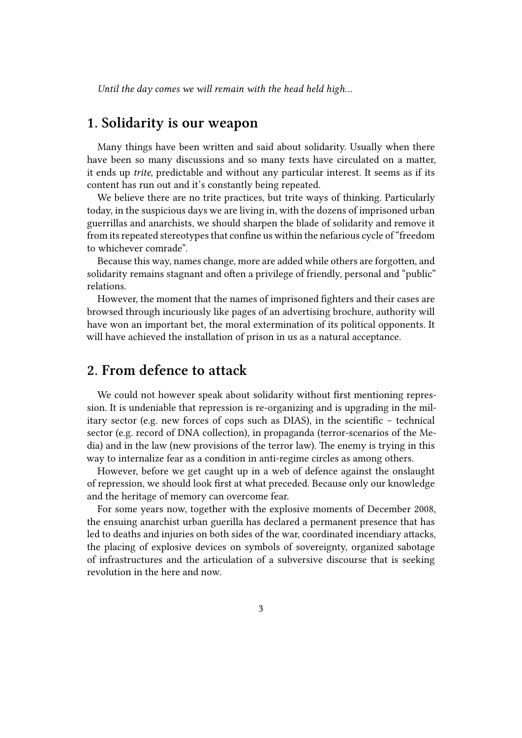*Until the day comes we will remain with the head held high…*

## 1. Solidarity is our weapon

Many things have been written and said about solidarity. Usually when there have been so many discussions and so many texts have circulated on a matter, it ends up *trite*, predictable and without any particular interest. It seems as if its content has run out and it's constantly being repeated.

We believe there are no trite practices, but trite ways of thinking. Particularly today, in the suspicious days we are living in, with the dozens of imprisoned urban guerrillas and anarchists, we should sharpen the blade of solidarity and remove it from its repeated stereotypes that confine us within the nefarious cycle of "freedom to whichever comrade".

Because this way, names change, more are added while others are forgotten, and solidarity remains stagnant and often a privilege of friendly, personal and "public" relations.

However, the moment that the names of imprisoned fighters and their cases are browsed through incuriously like pages of an advertising brochure, authority will have won an important bet, the moral extermination of its political opponents. It will have achieved the installation of prison in us as a natural acceptance.

## 2. From defence to attack

We could not however speak about solidarity without first mentioning repression. It is undeniable that repression is re-organizing and is upgrading in the military sector (e.g. new forces of cops such as DIAS), in the scientific – technical sector (e.g. record of DNA collection), in propaganda (terror-scenarios of the Media) and in the law (new provisions of the terror law). The enemy is trying in this way to internalize fear as a condition in anti-regime circles as among others.

However, before we get caught up in a web of defence against the onslaught of repression, we should look first at what preceded. Because only our knowledge and the heritage of memory can overcome fear.

For some years now, together with the explosive moments of December 2008, the ensuing anarchist urban guerilla has declared a permanent presence that has led to deaths and injuries on both sides of the war, coordinated incendiary attacks, the placing of explosive devices on symbols of sovereignty, organized sabotage of infrastructures and the articulation of a subversive discourse that is seeking revolution in the here and now.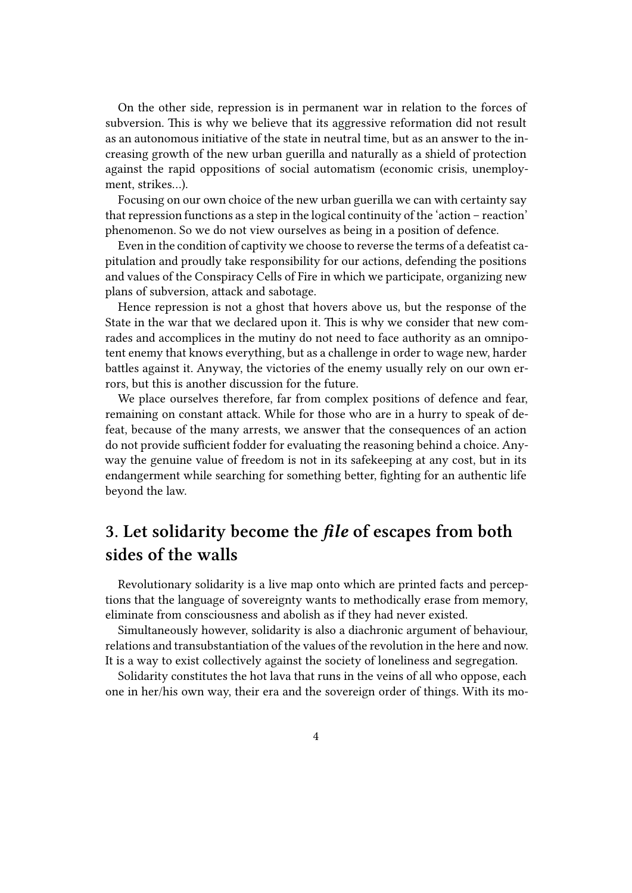On the other side, repression is in permanent war in relation to the forces of subversion. This is why we believe that its aggressive reformation did not result as an autonomous initiative of the state in neutral time, but as an answer to the increasing growth of the new urban guerilla and naturally as a shield of protection against the rapid oppositions of social automatism (economic crisis, unemployment, strikes…).

Focusing on our own choice of the new urban guerilla we can with certainty say that repression functions as a step in the logical continuity of the 'action – reaction' phenomenon. So we do not view ourselves as being in a position of defence.

Even in the condition of captivity we choose to reverse the terms of a defeatist capitulation and proudly take responsibility for our actions, defending the positions and values of the Conspiracy Cells of Fire in which we participate, organizing new plans of subversion, attack and sabotage.

Hence repression is not a ghost that hovers above us, but the response of the State in the war that we declared upon it. This is why we consider that new comrades and accomplices in the mutiny do not need to face authority as an omnipotent enemy that knows everything, but as a challenge in order to wage new, harder battles against it. Anyway, the victories of the enemy usually rely on our own errors, but this is another discussion for the future.

We place ourselves therefore, far from complex positions of defence and fear, remaining on constant attack. While for those who are in a hurry to speak of defeat, because of the many arrests, we answer that the consequences of an action do not provide sufficient fodder for evaluating the reasoning behind a choice. Anyway the genuine value of freedom is not in its safekeeping at any cost, but in its endangerment while searching for something better, fighting for an authentic life beyond the law.

## 3. Let solidarity become the *file* of escapes from both sides of the walls

Revolutionary solidarity is a live map onto which are printed facts and perceptions that the language of sovereignty wants to methodically erase from memory, eliminate from consciousness and abolish as if they had never existed.

Simultaneously however, solidarity is also a diachronic argument of behaviour, relations and transubstantiation of the values of the revolution in the here and now. It is a way to exist collectively against the society of loneliness and segregation.

Solidarity constitutes the hot lava that runs in the veins of all who oppose, each one in her/his own way, their era and the sovereign order of things. With its mo-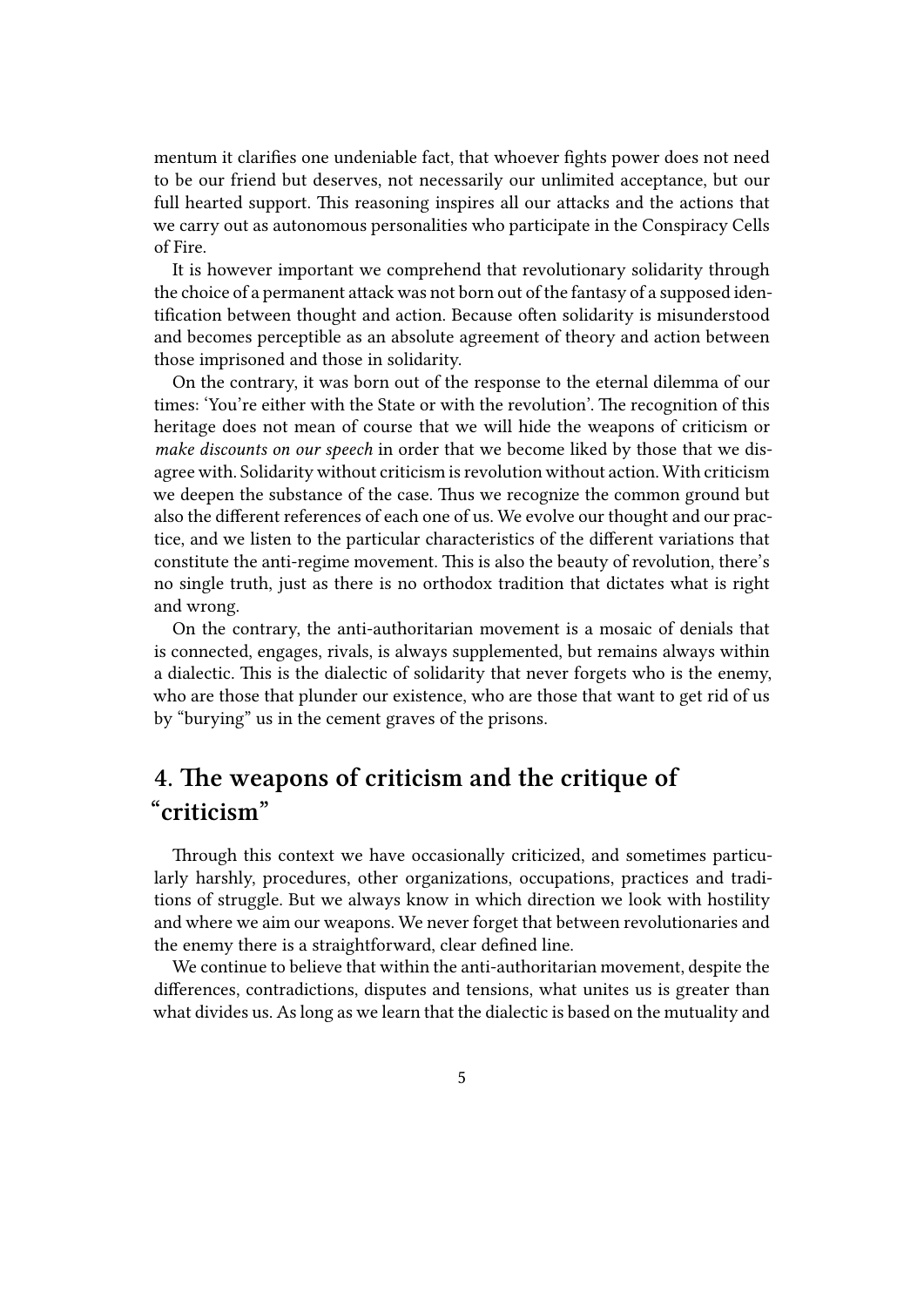mentum it clarifies one undeniable fact, that whoever fights power does not need to be our friend but deserves, not necessarily our unlimited acceptance, but our full hearted support. This reasoning inspires all our attacks and the actions that we carry out as autonomous personalities who participate in the Conspiracy Cells of Fire.

It is however important we comprehend that revolutionary solidarity through the choice of a permanent attack was not born out of the fantasy of a supposed identification between thought and action. Because often solidarity is misunderstood and becomes perceptible as an absolute agreement of theory and action between those imprisoned and those in solidarity.

On the contrary, it was born out of the response to the eternal dilemma of our times: 'You're either with the State or with the revolution'. The recognition of this heritage does not mean of course that we will hide the weapons of criticism or *make discounts on our speech* in order that we become liked by those that we disagree with. Solidarity without criticism is revolution without action. With criticism we deepen the substance of the case. Thus we recognize the common ground but also the different references of each one of us. We evolve our thought and our practice, and we listen to the particular characteristics of the different variations that constitute the anti-regime movement. This is also the beauty of revolution, there's no single truth, just as there is no orthodox tradition that dictates what is right and wrong.

On the contrary, the anti-authoritarian movement is a mosaic of denials that is connected, engages, rivals, is always supplemented, but remains always within a dialectic. This is the dialectic of solidarity that never forgets who is the enemy, who are those that plunder our existence, who are those that want to get rid of us by "burying" us in the cement graves of the prisons.

## 4. The weapons of criticism and the critique of "criticism"

Through this context we have occasionally criticized, and sometimes particularly harshly, procedures, other organizations, occupations, practices and traditions of struggle. But we always know in which direction we look with hostility and where we aim our weapons. We never forget that between revolutionaries and the enemy there is a straightforward, clear defined line.

We continue to believe that within the anti-authoritarian movement, despite the differences, contradictions, disputes and tensions, what unites us is greater than what divides us. As long as we learn that the dialectic is based on the mutuality and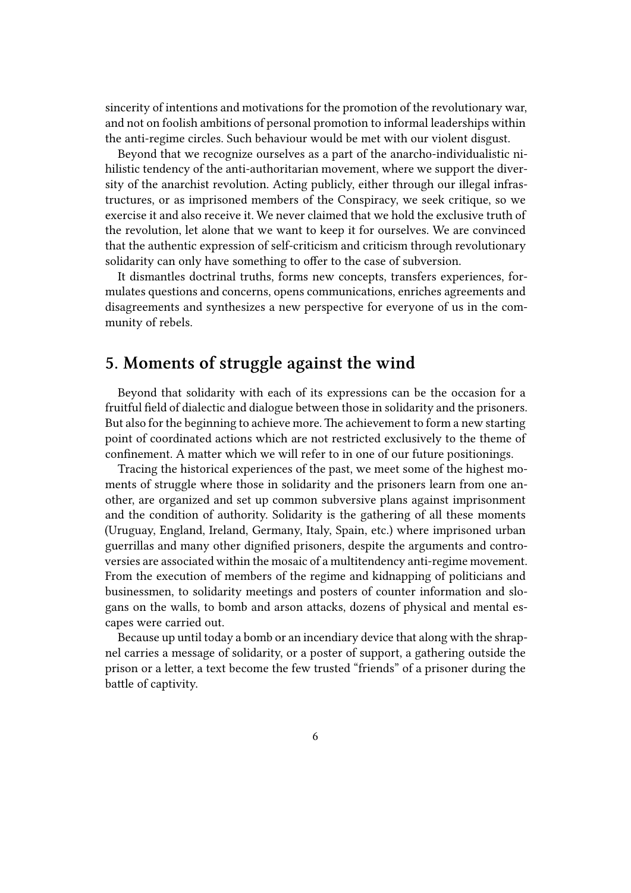sincerity of intentions and motivations for the promotion of the revolutionary war, and not on foolish ambitions of personal promotion to informal leaderships within the anti-regime circles. Such behaviour would be met with our violent disgust.

Beyond that we recognize ourselves as a part of the anarcho-individualistic nihilistic tendency of the anti-authoritarian movement, where we support the diversity of the anarchist revolution. Acting publicly, either through our illegal infrastructures, or as imprisoned members of the Conspiracy, we seek critique, so we exercise it and also receive it. We never claimed that we hold the exclusive truth of the revolution, let alone that we want to keep it for ourselves. We are convinced that the authentic expression of self-criticism and criticism through revolutionary solidarity can only have something to offer to the case of subversion.

It dismantles doctrinal truths, forms new concepts, transfers experiences, formulates questions and concerns, opens communications, enriches agreements and disagreements and synthesizes a new perspective for everyone of us in the community of rebels.

## 5. Moments of struggle against the wind

Beyond that solidarity with each of its expressions can be the occasion for a fruitful field of dialectic and dialogue between those in solidarity and the prisoners. But also for the beginning to achieve more. The achievement to form a new starting point of coordinated actions which are not restricted exclusively to the theme of confinement. A matter which we will refer to in one of our future positionings.

Tracing the historical experiences of the past, we meet some of the highest moments of struggle where those in solidarity and the prisoners learn from one another, are organized and set up common subversive plans against imprisonment and the condition of authority. Solidarity is the gathering of all these moments (Uruguay, England, Ireland, Germany, Italy, Spain, etc.) where imprisoned urban guerrillas and many other dignified prisoners, despite the arguments and controversies are associated within the mosaic of a multitendency anti-regime movement. From the execution of members of the regime and kidnapping of politicians and businessmen, to solidarity meetings and posters of counter information and slogans on the walls, to bomb and arson attacks, dozens of physical and mental escapes were carried out.

Because up until today a bomb or an incendiary device that along with the shrapnel carries a message of solidarity, or a poster of support, a gathering outside the prison or a letter, a text become the few trusted "friends" of a prisoner during the battle of captivity.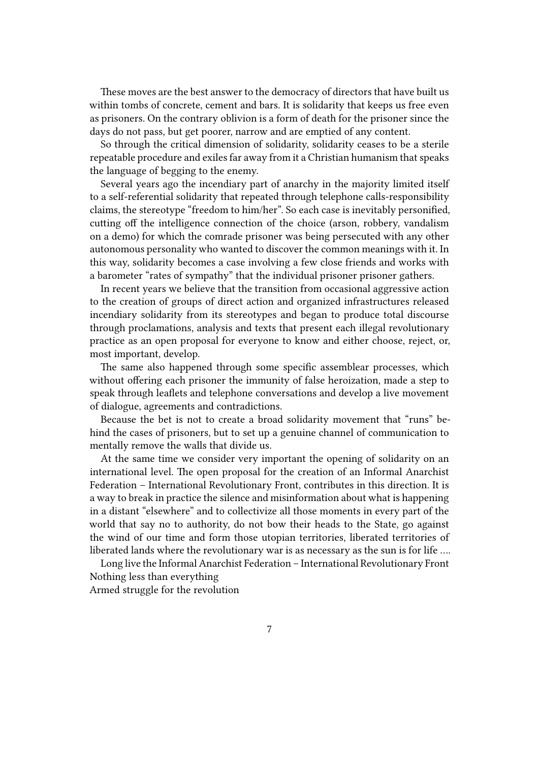These moves are the best answer to the democracy of directors that have built us within tombs of concrete, cement and bars. It is solidarity that keeps us free even as prisoners. On the contrary oblivion is a form of death for the prisoner since the days do not pass, but get poorer, narrow and are emptied of any content.

So through the critical dimension of solidarity, solidarity ceases to be a sterile repeatable procedure and exiles far away from it a Christian humanism that speaks the language of begging to the enemy.

Several years ago the incendiary part of anarchy in the majority limited itself to a self-referential solidarity that repeated through telephone calls-responsibility claims, the stereotype "freedom to him/her". So each case is inevitably personified, cutting off the intelligence connection of the choice (arson, robbery, vandalism on a demo) for which the comrade prisoner was being persecuted with any other autonomous personality who wanted to discover the common meanings with it. In this way, solidarity becomes a case involving a few close friends and works with a barometer "rates of sympathy" that the individual prisoner prisoner gathers.

In recent years we believe that the transition from occasional aggressive action to the creation of groups of direct action and organized infrastructures released incendiary solidarity from its stereotypes and began to produce total discourse through proclamations, analysis and texts that present each illegal revolutionary practice as an open proposal for everyone to know and either choose, reject, or, most important, develop.

The same also happened through some specific assemblear processes, which without offering each prisoner the immunity of false heroization, made a step to speak through leaflets and telephone conversations and develop a live movement of dialogue, agreements and contradictions.

Because the bet is not to create a broad solidarity movement that "runs" behind the cases of prisoners, but to set up a genuine channel of communication to mentally remove the walls that divide us.

At the same time we consider very important the opening of solidarity on an international level. The open proposal for the creation of an Informal Anarchist Federation – International Revolutionary Front, contributes in this direction. It is a way to break in practice the silence and misinformation about what is happening in a distant "elsewhere" and to collectivize all those moments in every part of the world that say no to authority, do not bow their heads to the State, go against the wind of our time and form those utopian territories, liberated territories of liberated lands where the revolutionary war is as necessary as the sun is for life ….

Long live the Informal Anarchist Federation – International Revolutionary Front
Nothing less than everything
Armed struggle for the revolution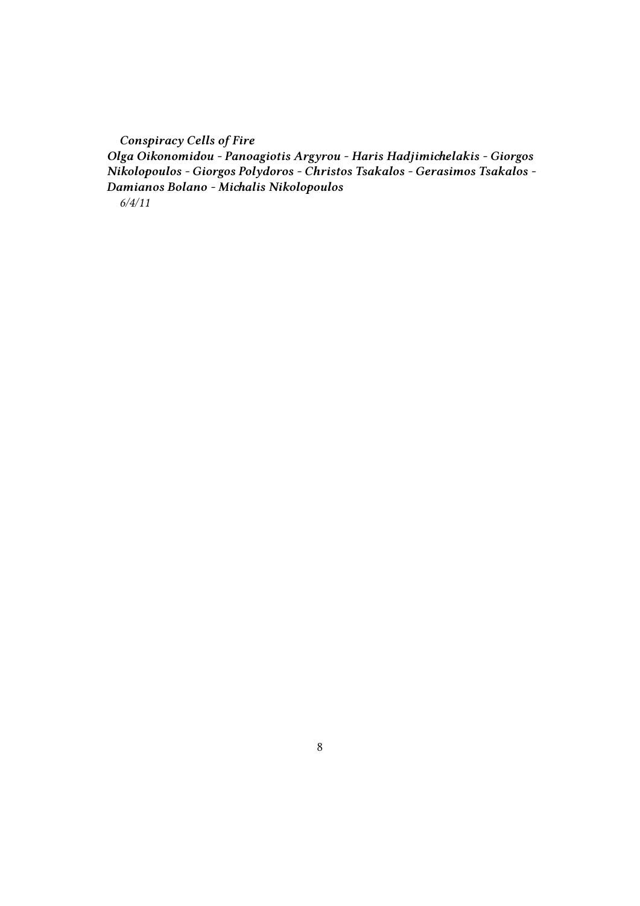*Conspiracy Cells of Fire*

***Olga Oikonomidou - Panoagiotis Argyrou - Haris Hadjimichelakis - Giorgos Nikolopoulos - Giorgos Polydoros - Christos Tsakalos - Gerasimos Tsakalos - Damianos Bolano - Michalis Nikolopoulos***

*6/4/11*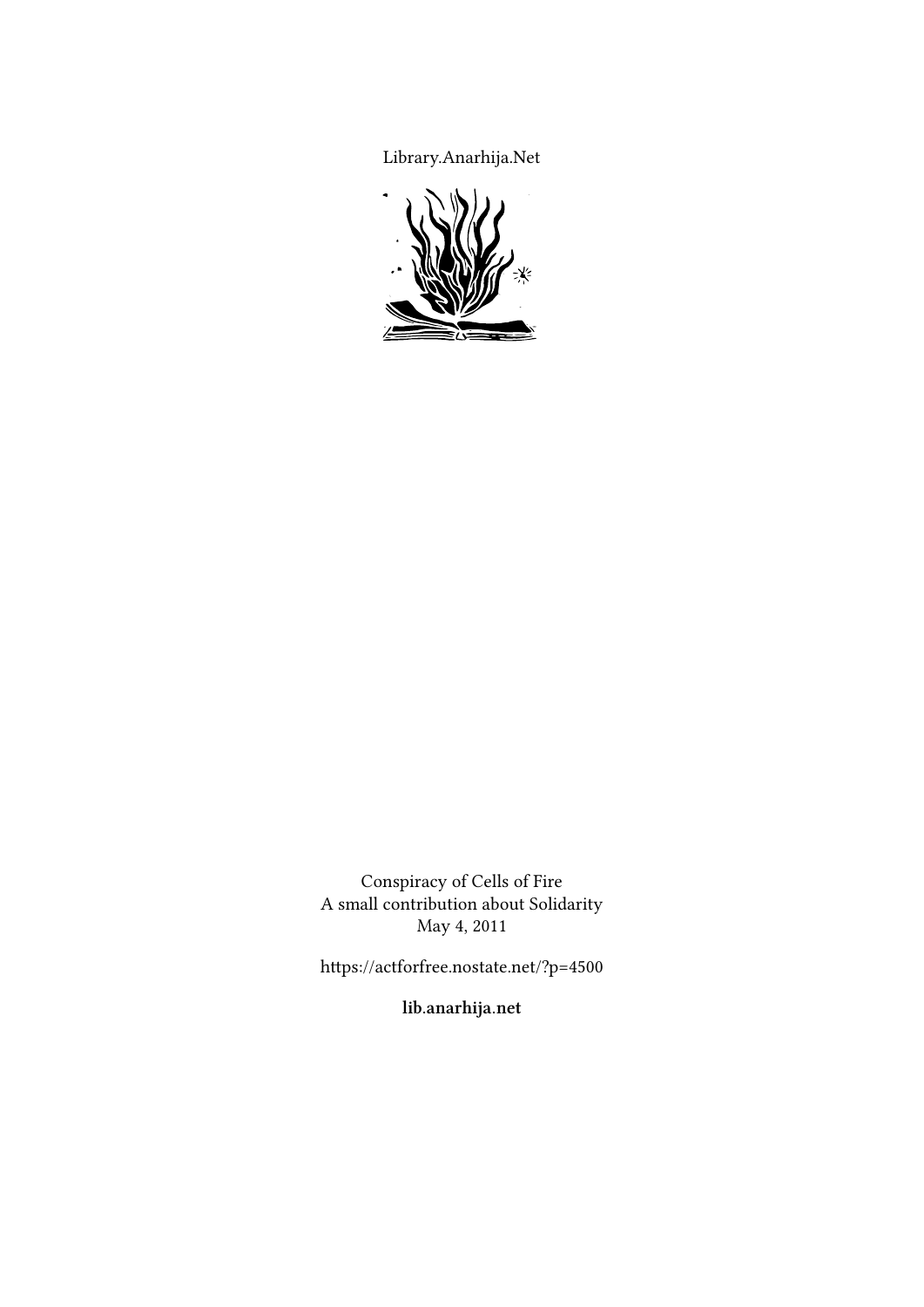Library.Anarhija.Net

Conspiracy of Cells of Fire
A small contribution about Solidarity
May 4, 2011

https://actforfree.nostate.net/?p=4500

**lib.anarhija.net**